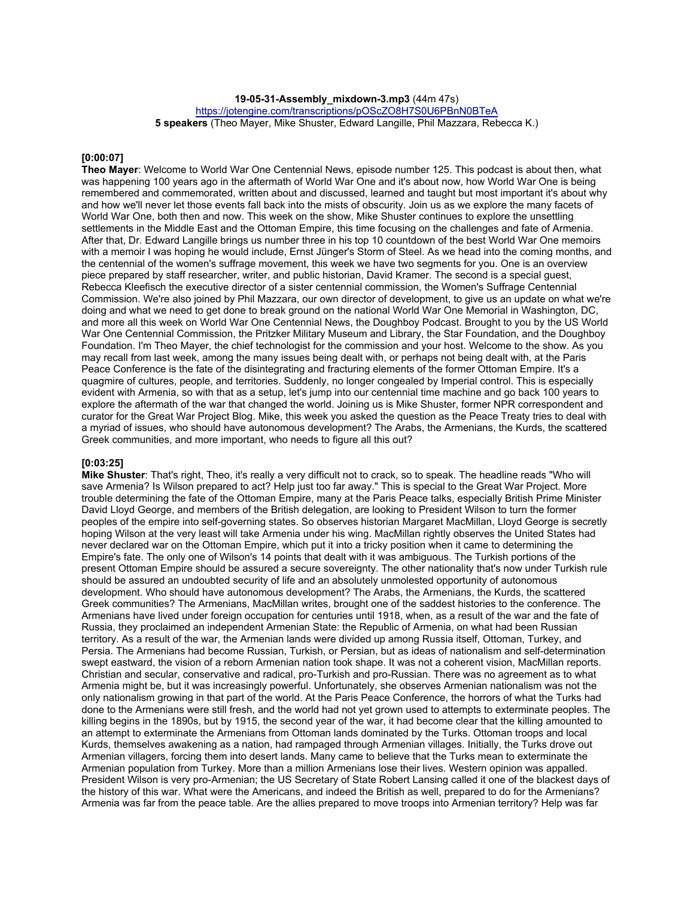**19-05-31-Assembly_mixdown-3.mp3** (44m 47s)
https://jotengine.com/transcriptions/pOScZO8H7S0U6PBnN0BTeA
**5 speakers** (Theo Mayer, Mike Shuster, Edward Langille, Phil Mazzara, Rebecca K.)

**[0:00:07]**
**Theo Mayer**: Welcome to World War One Centennial News, episode number 125. This podcast is about then, what was happening 100 years ago in the aftermath of World War One and it's about now, how World War One is being remembered and commemorated, written about and discussed, learned and taught but most important it's about why and how we'll never let those events fall back into the mists of obscurity. Join us as we explore the many facets of World War One, both then and now. This week on the show, Mike Shuster continues to explore the unsettling settlements in the Middle East and the Ottoman Empire, this time focusing on the challenges and fate of Armenia. After that, Dr. Edward Langille brings us number three in his top 10 countdown of the best World War One memoirs with a memoir I was hoping he would include, Ernst Jünger's Storm of Steel. As we head into the coming months, and the centennial of the women's suffrage movement, this week we have two segments for you. One is an overview piece prepared by staff researcher, writer, and public historian, David Kramer. The second is a special guest, Rebecca Kleefisch the executive director of a sister centennial commission, the Women's Suffrage Centennial Commission. We're also joined by Phil Mazzara, our own director of development, to give us an update on what we're doing and what we need to get done to break ground on the national World War One Memorial in Washington, DC, and more all this week on World War One Centennial News, the Doughboy Podcast. Brought to you by the US World War One Centennial Commission, the Pritzker Military Museum and Library, the Star Foundation, and the Doughboy Foundation. I'm Theo Mayer, the chief technologist for the commission and your host. Welcome to the show. As you may recall from last week, among the many issues being dealt with, or perhaps not being dealt with, at the Paris Peace Conference is the fate of the disintegrating and fracturing elements of the former Ottoman Empire. It's a quagmire of cultures, people, and territories. Suddenly, no longer congealed by Imperial control. This is especially evident with Armenia, so with that as a setup, let's jump into our centennial time machine and go back 100 years to explore the aftermath of the war that changed the world. Joining us is Mike Shuster, former NPR correspondent and curator for the Great War Project Blog. Mike, this week you asked the question as the Peace Treaty tries to deal with a myriad of issues, who should have autonomous development? The Arabs, the Armenians, the Kurds, the scattered Greek communities, and more important, who needs to figure all this out?

**[0:03:25]**
**Mike Shuster**: That's right, Theo, it's really a very difficult not to crack, so to speak. The headline reads "Who will save Armenia? Is Wilson prepared to act? Help just too far away." This is special to the Great War Project. More trouble determining the fate of the Ottoman Empire, many at the Paris Peace talks, especially British Prime Minister David Lloyd George, and members of the British delegation, are looking to President Wilson to turn the former peoples of the empire into self-governing states. So observes historian Margaret MacMillan, Lloyd George is secretly hoping Wilson at the very least will take Armenia under his wing. MacMillan rightly observes the United States had never declared war on the Ottoman Empire, which put it into a tricky position when it came to determining the Empire's fate. The only one of Wilson's 14 points that dealt with it was ambiguous. The Turkish portions of the present Ottoman Empire should be assured a secure sovereignty. The other nationality that's now under Turkish rule should be assured an undoubted security of life and an absolutely unmolested opportunity of autonomous development. Who should have autonomous development? The Arabs, the Armenians, the Kurds, the scattered Greek communities? The Armenians, MacMillan writes, brought one of the saddest histories to the conference. The Armenians have lived under foreign occupation for centuries until 1918, when, as a result of the war and the fate of Russia, they proclaimed an independent Armenian State: the Republic of Armenia, on what had been Russian territory. As a result of the war, the Armenian lands were divided up among Russia itself, Ottoman, Turkey, and Persia. The Armenians had become Russian, Turkish, or Persian, but as ideas of nationalism and self-determination swept eastward, the vision of a reborn Armenian nation took shape. It was not a coherent vision, MacMillan reports. Christian and secular, conservative and radical, pro-Turkish and pro-Russian. There was no agreement as to what Armenia might be, but it was increasingly powerful. Unfortunately, she observes Armenian nationalism was not the only nationalism growing in that part of the world. At the Paris Peace Conference, the horrors of what the Turks had done to the Armenians were still fresh, and the world had not yet grown used to attempts to exterminate peoples. The killing begins in the 1890s, but by 1915, the second year of the war, it had become clear that the killing amounted to an attempt to exterminate the Armenians from Ottoman lands dominated by the Turks. Ottoman troops and local Kurds, themselves awakening as a nation, had rampaged through Armenian villages. Initially, the Turks drove out Armenian villagers, forcing them into desert lands. Many came to believe that the Turks mean to exterminate the Armenian population from Turkey. More than a million Armenians lose their lives. Western opinion was appalled. President Wilson is very pro-Armenian; the US Secretary of State Robert Lansing called it one of the blackest days of the history of this war. What were the Americans, and indeed the British as well, prepared to do for the Armenians? Armenia was far from the peace table. Are the allies prepared to move troops into Armenian territory? Help was far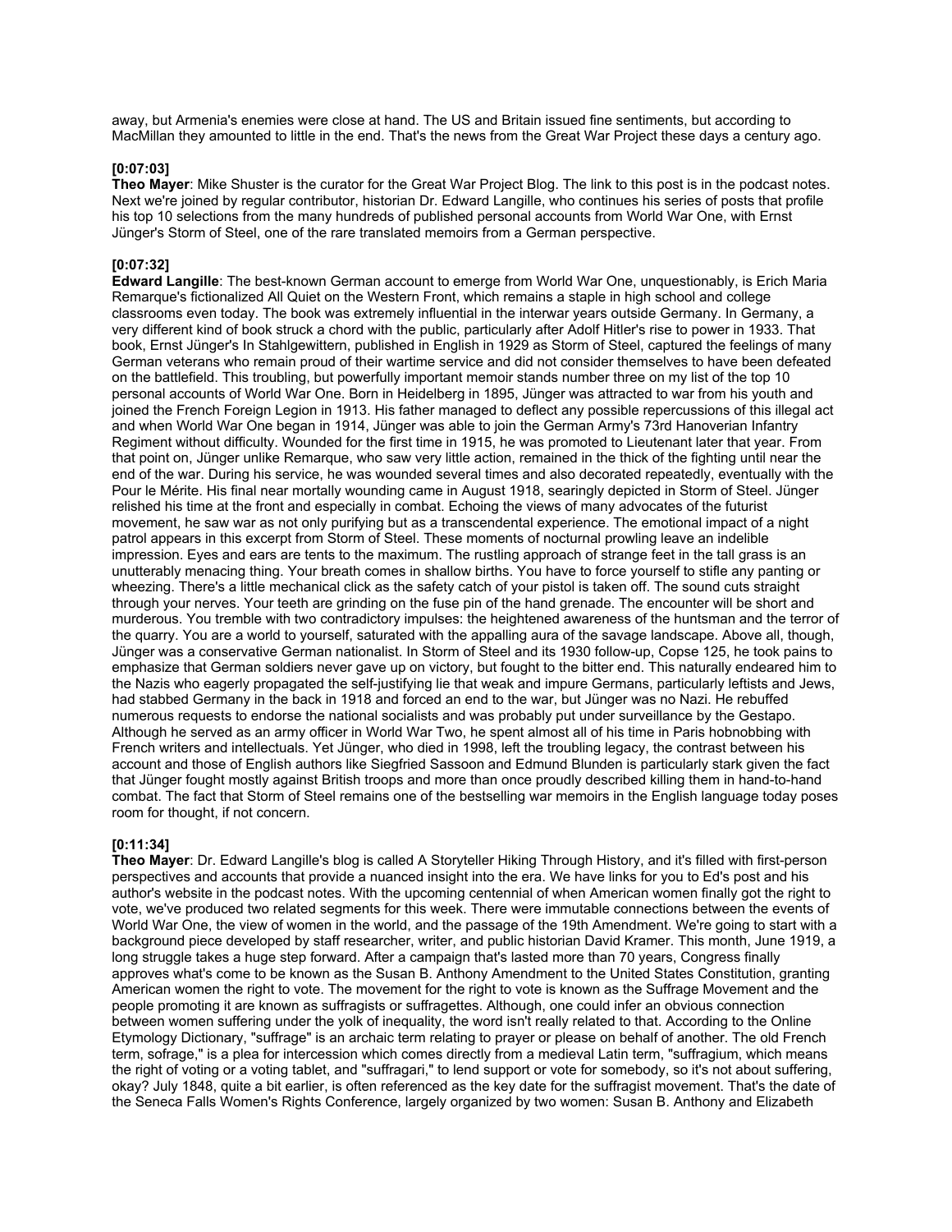away, but Armenia's enemies were close at hand. The US and Britain issued fine sentiments, but according to MacMillan they amounted to little in the end. That's the news from the Great War Project these days a century ago.

**[0:07:03]**
**Theo Mayer**: Mike Shuster is the curator for the Great War Project Blog. The link to this post is in the podcast notes. Next we're joined by regular contributor, historian Dr. Edward Langille, who continues his series of posts that profile his top 10 selections from the many hundreds of published personal accounts from World War One, with Ernst Jünger's Storm of Steel, one of the rare translated memoirs from a German perspective.

**[0:07:32]**
**Edward Langille**: The best-known German account to emerge from World War One, unquestionably, is Erich Maria Remarque's fictionalized All Quiet on the Western Front, which remains a staple in high school and college classrooms even today. The book was extremely influential in the interwar years outside Germany. In Germany, a very different kind of book struck a chord with the public, particularly after Adolf Hitler's rise to power in 1933. That book, Ernst Jünger's In Stahlgewittern, published in English in 1929 as Storm of Steel, captured the feelings of many German veterans who remain proud of their wartime service and did not consider themselves to have been defeated on the battlefield. This troubling, but powerfully important memoir stands number three on my list of the top 10 personal accounts of World War One. Born in Heidelberg in 1895, Jünger was attracted to war from his youth and joined the French Foreign Legion in 1913. His father managed to deflect any possible repercussions of this illegal act and when World War One began in 1914, Jünger was able to join the German Army's 73rd Hanoverian Infantry Regiment without difficulty. Wounded for the first time in 1915, he was promoted to Lieutenant later that year. From that point on, Jünger unlike Remarque, who saw very little action, remained in the thick of the fighting until near the end of the war. During his service, he was wounded several times and also decorated repeatedly, eventually with the Pour le Mérite. His final near mortally wounding came in August 1918, searingly depicted in Storm of Steel. Jünger relished his time at the front and especially in combat. Echoing the views of many advocates of the futurist movement, he saw war as not only purifying but as a transcendental experience. The emotional impact of a night patrol appears in this excerpt from Storm of Steel. These moments of nocturnal prowling leave an indelible impression. Eyes and ears are tents to the maximum. The rustling approach of strange feet in the tall grass is an unutterably menacing thing. Your breath comes in shallow births. You have to force yourself to stifle any panting or wheezing. There's a little mechanical click as the safety catch of your pistol is taken off. The sound cuts straight through your nerves. Your teeth are grinding on the fuse pin of the hand grenade. The encounter will be short and murderous. You tremble with two contradictory impulses: the heightened awareness of the huntsman and the terror of the quarry. You are a world to yourself, saturated with the appalling aura of the savage landscape. Above all, though, Jünger was a conservative German nationalist. In Storm of Steel and its 1930 follow-up, Copse 125, he took pains to emphasize that German soldiers never gave up on victory, but fought to the bitter end. This naturally endeared him to the Nazis who eagerly propagated the self-justifying lie that weak and impure Germans, particularly leftists and Jews, had stabbed Germany in the back in 1918 and forced an end to the war, but Jünger was no Nazi. He rebuffed numerous requests to endorse the national socialists and was probably put under surveillance by the Gestapo. Although he served as an army officer in World War Two, he spent almost all of his time in Paris hobnobbing with French writers and intellectuals. Yet Jünger, who died in 1998, left the troubling legacy, the contrast between his account and those of English authors like Siegfried Sassoon and Edmund Blunden is particularly stark given the fact that Jünger fought mostly against British troops and more than once proudly described killing them in hand-to-hand combat. The fact that Storm of Steel remains one of the bestselling war memoirs in the English language today poses room for thought, if not concern.

**[0:11:34]**
**Theo Mayer**: Dr. Edward Langille's blog is called A Storyteller Hiking Through History, and it's filled with first-person perspectives and accounts that provide a nuanced insight into the era. We have links for you to Ed's post and his author's website in the podcast notes. With the upcoming centennial of when American women finally got the right to vote, we've produced two related segments for this week. There were immutable connections between the events of World War One, the view of women in the world, and the passage of the 19th Amendment. We're going to start with a background piece developed by staff researcher, writer, and public historian David Kramer. This month, June 1919, a long struggle takes a huge step forward. After a campaign that's lasted more than 70 years, Congress finally approves what's come to be known as the Susan B. Anthony Amendment to the United States Constitution, granting American women the right to vote. The movement for the right to vote is known as the Suffrage Movement and the people promoting it are known as suffragists or suffragettes. Although, one could infer an obvious connection between women suffering under the yolk of inequality, the word isn't really related to that. According to the Online Etymology Dictionary, "suffrage" is an archaic term relating to prayer or please on behalf of another. The old French term, sofrage," is a plea for intercession which comes directly from a medieval Latin term, "suffragium, which means the right of voting or a voting tablet, and "suffragari," to lend support or vote for somebody, so it's not about suffering, okay? July 1848, quite a bit earlier, is often referenced as the key date for the suffragist movement. That's the date of the Seneca Falls Women's Rights Conference, largely organized by two women: Susan B. Anthony and Elizabeth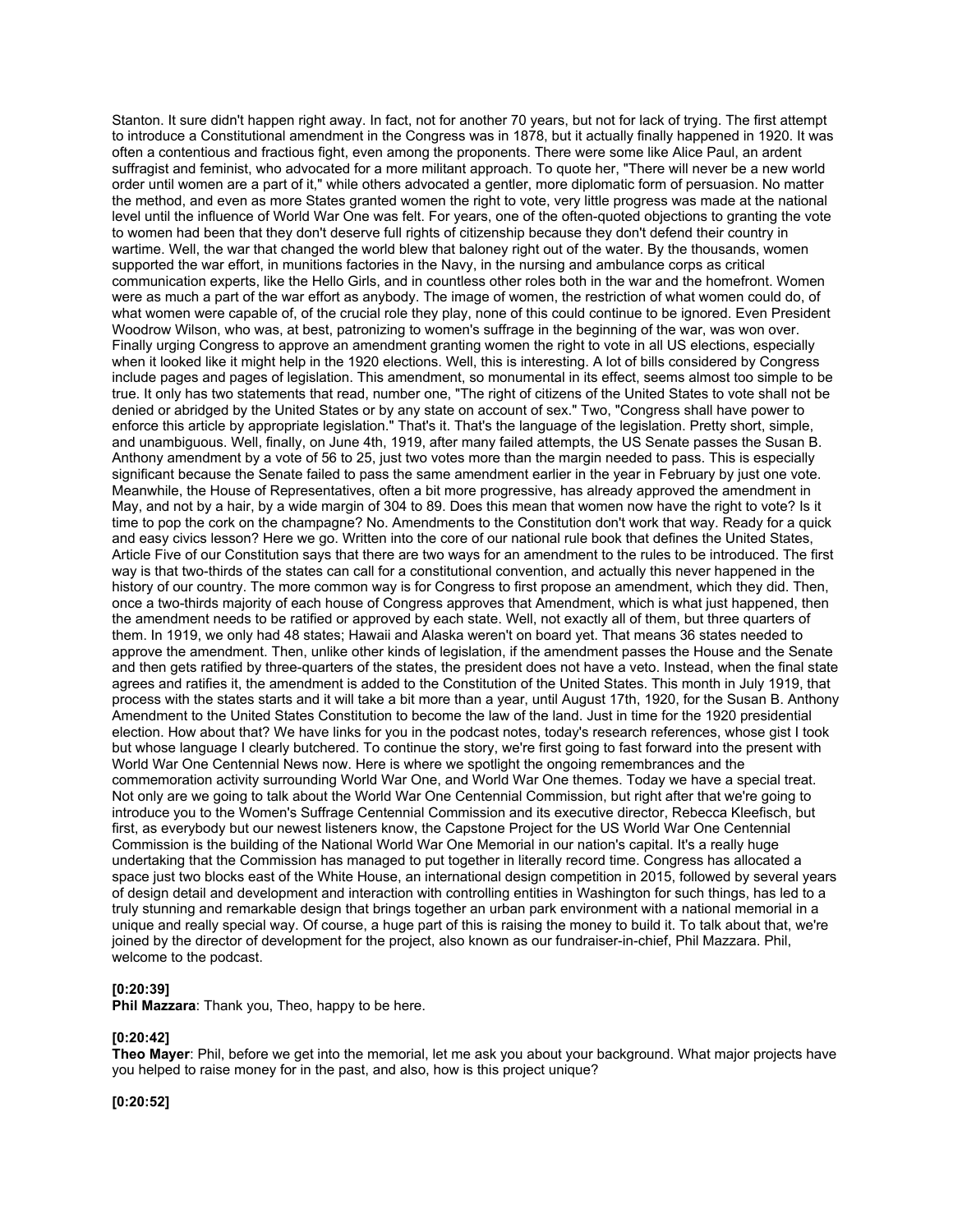Stanton. It sure didn't happen right away. In fact, not for another 70 years, but not for lack of trying. The first attempt to introduce a Constitutional amendment in the Congress was in 1878, but it actually finally happened in 1920. It was often a contentious and fractious fight, even among the proponents. There were some like Alice Paul, an ardent suffragist and feminist, who advocated for a more militant approach. To quote her, "There will never be a new world order until women are a part of it," while others advocated a gentler, more diplomatic form of persuasion. No matter the method, and even as more States granted women the right to vote, very little progress was made at the national level until the influence of World War One was felt. For years, one of the often-quoted objections to granting the vote to women had been that they don't deserve full rights of citizenship because they don't defend their country in wartime. Well, the war that changed the world blew that baloney right out of the water. By the thousands, women supported the war effort, in munitions factories in the Navy, in the nursing and ambulance corps as critical communication experts, like the Hello Girls, and in countless other roles both in the war and the homefront. Women were as much a part of the war effort as anybody. The image of women, the restriction of what women could do, of what women were capable of, of the crucial role they play, none of this could continue to be ignored. Even President Woodrow Wilson, who was, at best, patronizing to women's suffrage in the beginning of the war, was won over. Finally urging Congress to approve an amendment granting women the right to vote in all US elections, especially when it looked like it might help in the 1920 elections. Well, this is interesting. A lot of bills considered by Congress include pages and pages of legislation. This amendment, so monumental in its effect, seems almost too simple to be true. It only has two statements that read, number one, "The right of citizens of the United States to vote shall not be denied or abridged by the United States or by any state on account of sex." Two, "Congress shall have power to enforce this article by appropriate legislation." That's it. That's the language of the legislation. Pretty short, simple, and unambiguous. Well, finally, on June 4th, 1919, after many failed attempts, the US Senate passes the Susan B. Anthony amendment by a vote of 56 to 25, just two votes more than the margin needed to pass. This is especially significant because the Senate failed to pass the same amendment earlier in the year in February by just one vote. Meanwhile, the House of Representatives, often a bit more progressive, has already approved the amendment in May, and not by a hair, by a wide margin of 304 to 89. Does this mean that women now have the right to vote? Is it time to pop the cork on the champagne? No. Amendments to the Constitution don't work that way. Ready for a quick and easy civics lesson? Here we go. Written into the core of our national rule book that defines the United States, Article Five of our Constitution says that there are two ways for an amendment to the rules to be introduced. The first way is that two-thirds of the states can call for a constitutional convention, and actually this never happened in the history of our country. The more common way is for Congress to first propose an amendment, which they did. Then, once a two-thirds majority of each house of Congress approves that Amendment, which is what just happened, then the amendment needs to be ratified or approved by each state. Well, not exactly all of them, but three quarters of them. In 1919, we only had 48 states; Hawaii and Alaska weren't on board yet. That means 36 states needed to approve the amendment. Then, unlike other kinds of legislation, if the amendment passes the House and the Senate and then gets ratified by three-quarters of the states, the president does not have a veto. Instead, when the final state agrees and ratifies it, the amendment is added to the Constitution of the United States. This month in July 1919, that process with the states starts and it will take a bit more than a year, until August 17th, 1920, for the Susan B. Anthony Amendment to the United States Constitution to become the law of the land. Just in time for the 1920 presidential election. How about that? We have links for you in the podcast notes, today's research references, whose gist I took but whose language I clearly butchered. To continue the story, we're first going to fast forward into the present with World War One Centennial News now. Here is where we spotlight the ongoing remembrances and the commemoration activity surrounding World War One, and World War One themes. Today we have a special treat. Not only are we going to talk about the World War One Centennial Commission, but right after that we're going to introduce you to the Women's Suffrage Centennial Commission and its executive director, Rebecca Kleefisch, but first, as everybody but our newest listeners know, the Capstone Project for the US World War One Centennial Commission is the building of the National World War One Memorial in our nation's capital. It's a really huge undertaking that the Commission has managed to put together in literally record time. Congress has allocated a space just two blocks east of the White House, an international design competition in 2015, followed by several years of design detail and development and interaction with controlling entities in Washington for such things, has led to a truly stunning and remarkable design that brings together an urban park environment with a national memorial in a unique and really special way. Of course, a huge part of this is raising the money to build it. To talk about that, we're joined by the director of development for the project, also known as our fundraiser-in-chief, Phil Mazzara. Phil, welcome to the podcast.

**[0:20:39]**
**Phil Mazzara**: Thank you, Theo, happy to be here.

**[0:20:42]**
**Theo Mayer**: Phil, before we get into the memorial, let me ask you about your background. What major projects have you helped to raise money for in the past, and also, how is this project unique?

**[0:20:52]**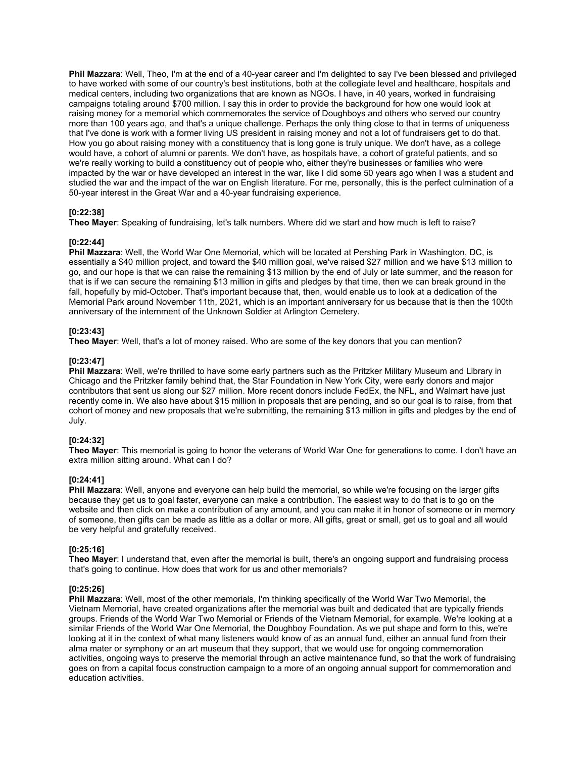**Phil Mazzara**: Well, Theo, I'm at the end of a 40-year career and I'm delighted to say I've been blessed and privileged to have worked with some of our country's best institutions, both at the collegiate level and healthcare, hospitals and medical centers, including two organizations that are known as NGOs. I have, in 40 years, worked in fundraising campaigns totaling around $700 million. I say this in order to provide the background for how one would look at raising money for a memorial which commemorates the service of Doughboys and others who served our country more than 100 years ago, and that's a unique challenge. Perhaps the only thing close to that in terms of uniqueness that I've done is work with a former living US president in raising money and not a lot of fundraisers get to do that. How you go about raising money with a constituency that is long gone is truly unique. We don't have, as a college would have, a cohort of alumni or parents. We don't have, as hospitals have, a cohort of grateful patients, and so we're really working to build a constituency out of people who, either they're businesses or families who were impacted by the war or have developed an interest in the war, like I did some 50 years ago when I was a student and studied the war and the impact of the war on English literature. For me, personally, this is the perfect culmination of a 50-year interest in the Great War and a 40-year fundraising experience.

**[0:22:38]**
**Theo Mayer**: Speaking of fundraising, let's talk numbers. Where did we start and how much is left to raise?

**[0:22:44]**
**Phil Mazzara**: Well, the World War One Memorial, which will be located at Pershing Park in Washington, DC, is essentially a $40 million project, and toward the $40 million goal, we've raised $27 million and we have $13 million to go, and our hope is that we can raise the remaining $13 million by the end of July or late summer, and the reason for that is if we can secure the remaining $13 million in gifts and pledges by that time, then we can break ground in the fall, hopefully by mid-October. That's important because that, then, would enable us to look at a dedication of the Memorial Park around November 11th, 2021, which is an important anniversary for us because that is then the 100th anniversary of the internment of the Unknown Soldier at Arlington Cemetery.

**[0:23:43]**
**Theo Mayer**: Well, that's a lot of money raised. Who are some of the key donors that you can mention?

**[0:23:47]**
**Phil Mazzara**: Well, we're thrilled to have some early partners such as the Pritzker Military Museum and Library in Chicago and the Pritzker family behind that, the Star Foundation in New York City, were early donors and major contributors that sent us along our $27 million. More recent donors include FedEx, the NFL, and Walmart have just recently come in. We also have about $15 million in proposals that are pending, and so our goal is to raise, from that cohort of money and new proposals that we're submitting, the remaining $13 million in gifts and pledges by the end of July.

**[0:24:32]**
**Theo Mayer**: This memorial is going to honor the veterans of World War One for generations to come. I don't have an extra million sitting around. What can I do?

**[0:24:41]**
**Phil Mazzara**: Well, anyone and everyone can help build the memorial, so while we're focusing on the larger gifts because they get us to goal faster, everyone can make a contribution. The easiest way to do that is to go on the website and then click on make a contribution of any amount, and you can make it in honor of someone or in memory of someone, then gifts can be made as little as a dollar or more. All gifts, great or small, get us to goal and all would be very helpful and gratefully received.

**[0:25:16]**
**Theo Mayer**: I understand that, even after the memorial is built, there's an ongoing support and fundraising process that's going to continue. How does that work for us and other memorials?

**[0:25:26]**
**Phil Mazzara**: Well, most of the other memorials, I'm thinking specifically of the World War Two Memorial, the Vietnam Memorial, have created organizations after the memorial was built and dedicated that are typically friends groups. Friends of the World War Two Memorial or Friends of the Vietnam Memorial, for example. We're looking at a similar Friends of the World War One Memorial, the Doughboy Foundation. As we put shape and form to this, we're looking at it in the context of what many listeners would know of as an annual fund, either an annual fund from their alma mater or symphony or an art museum that they support, that we would use for ongoing commemoration activities, ongoing ways to preserve the memorial through an active maintenance fund, so that the work of fundraising goes on from a capital focus construction campaign to a more of an ongoing annual support for commemoration and education activities.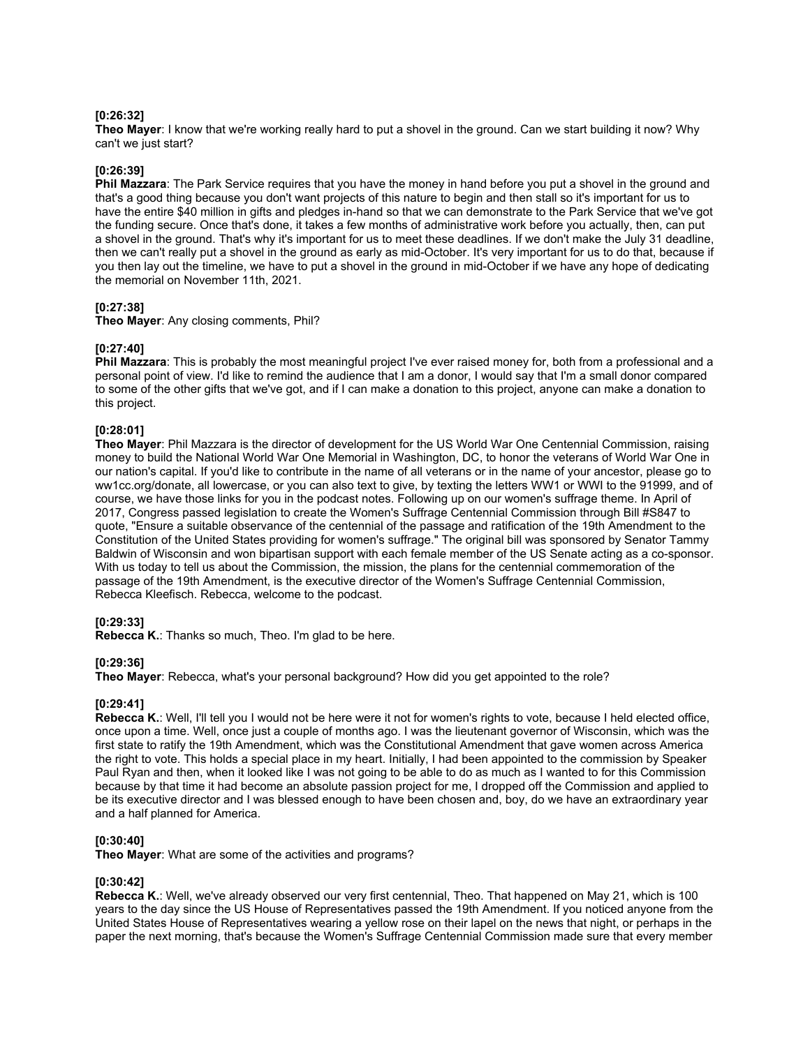**[0:26:32]**
**Theo Mayer**: I know that we're working really hard to put a shovel in the ground. Can we start building it now? Why can't we just start?

**[0:26:39]**
**Phil Mazzara**: The Park Service requires that you have the money in hand before you put a shovel in the ground and that's a good thing because you don't want projects of this nature to begin and then stall so it's important for us to have the entire $40 million in gifts and pledges in-hand so that we can demonstrate to the Park Service that we've got the funding secure. Once that's done, it takes a few months of administrative work before you actually, then, can put a shovel in the ground. That's why it's important for us to meet these deadlines. If we don't make the July 31 deadline, then we can't really put a shovel in the ground as early as mid-October. It's very important for us to do that, because if you then lay out the timeline, we have to put a shovel in the ground in mid-October if we have any hope of dedicating the memorial on November 11th, 2021.

**[0:27:38]**
**Theo Mayer**: Any closing comments, Phil?

**[0:27:40]**
**Phil Mazzara**: This is probably the most meaningful project I've ever raised money for, both from a professional and a personal point of view. I'd like to remind the audience that I am a donor, I would say that I'm a small donor compared to some of the other gifts that we've got, and if I can make a donation to this project, anyone can make a donation to this project.

**[0:28:01]**
**Theo Mayer**: Phil Mazzara is the director of development for the US World War One Centennial Commission, raising money to build the National World War One Memorial in Washington, DC, to honor the veterans of World War One in our nation's capital. If you'd like to contribute in the name of all veterans or in the name of your ancestor, please go to ww1cc.org/donate, all lowercase, or you can also text to give, by texting the letters WW1 or WWI to the 91999, and of course, we have those links for you in the podcast notes. Following up on our women's suffrage theme. In April of 2017, Congress passed legislation to create the Women's Suffrage Centennial Commission through Bill #S847 to quote, "Ensure a suitable observance of the centennial of the passage and ratification of the 19th Amendment to the Constitution of the United States providing for women's suffrage." The original bill was sponsored by Senator Tammy Baldwin of Wisconsin and won bipartisan support with each female member of the US Senate acting as a co-sponsor. With us today to tell us about the Commission, the mission, the plans for the centennial commemoration of the passage of the 19th Amendment, is the executive director of the Women's Suffrage Centennial Commission, Rebecca Kleefisch. Rebecca, welcome to the podcast.

**[0:29:33]**
**Rebecca K.**: Thanks so much, Theo. I'm glad to be here.

**[0:29:36]**
**Theo Mayer**: Rebecca, what's your personal background? How did you get appointed to the role?

**[0:29:41]**
**Rebecca K.**: Well, I'll tell you I would not be here were it not for women's rights to vote, because I held elected office, once upon a time. Well, once just a couple of months ago. I was the lieutenant governor of Wisconsin, which was the first state to ratify the 19th Amendment, which was the Constitutional Amendment that gave women across America the right to vote. This holds a special place in my heart. Initially, I had been appointed to the commission by Speaker Paul Ryan and then, when it looked like I was not going to be able to do as much as I wanted to for this Commission because by that time it had become an absolute passion project for me, I dropped off the Commission and applied to be its executive director and I was blessed enough to have been chosen and, boy, do we have an extraordinary year and a half planned for America.

**[0:30:40]**
**Theo Mayer**: What are some of the activities and programs?

**[0:30:42]**
**Rebecca K.**: Well, we've already observed our very first centennial, Theo. That happened on May 21, which is 100 years to the day since the US House of Representatives passed the 19th Amendment. If you noticed anyone from the United States House of Representatives wearing a yellow rose on their lapel on the news that night, or perhaps in the paper the next morning, that's because the Women's Suffrage Centennial Commission made sure that every member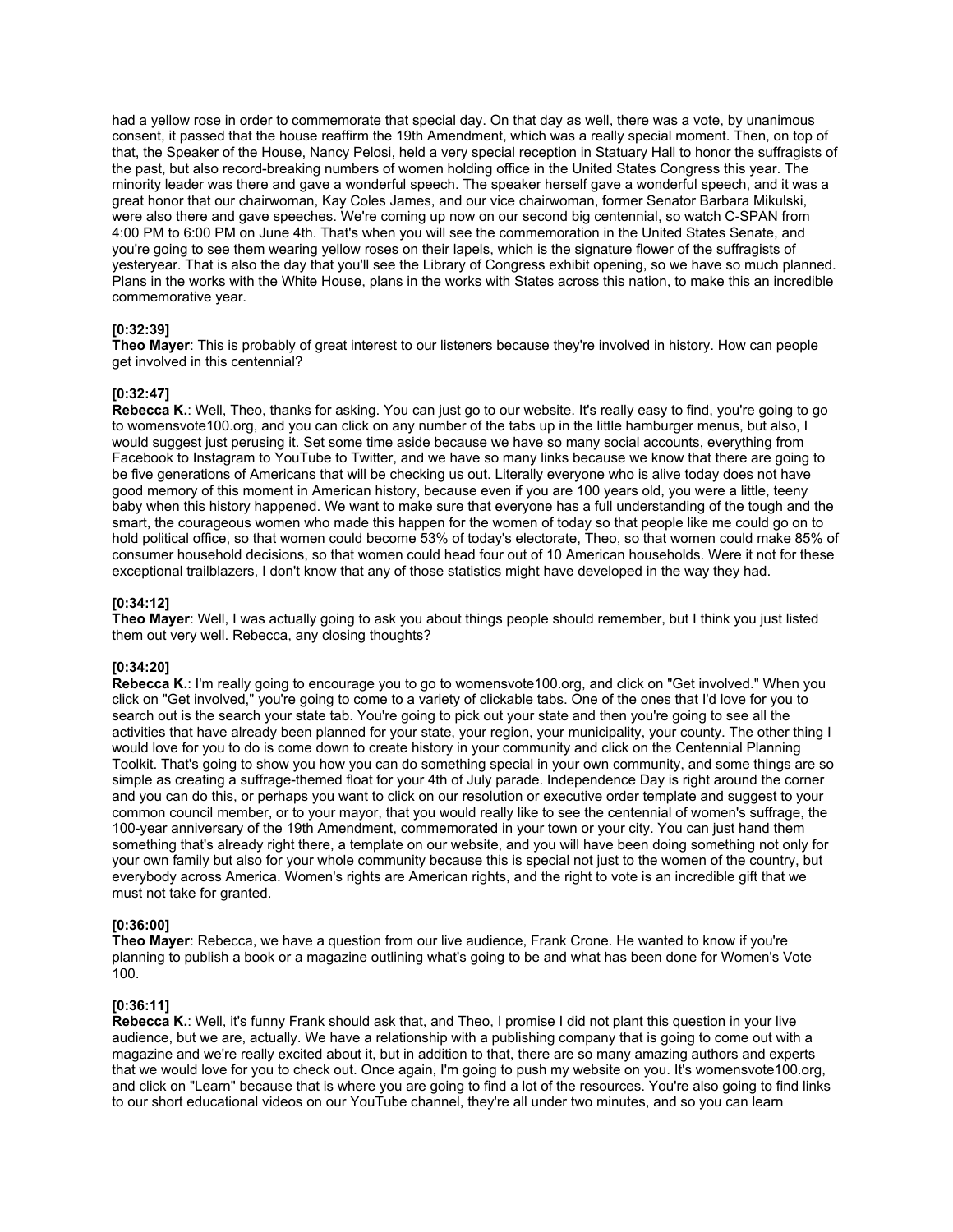had a yellow rose in order to commemorate that special day. On that day as well, there was a vote, by unanimous consent, it passed that the house reaffirm the 19th Amendment, which was a really special moment. Then, on top of that, the Speaker of the House, Nancy Pelosi, held a very special reception in Statuary Hall to honor the suffragists of the past, but also record-breaking numbers of women holding office in the United States Congress this year. The minority leader was there and gave a wonderful speech. The speaker herself gave a wonderful speech, and it was a great honor that our chairwoman, Kay Coles James, and our vice chairwoman, former Senator Barbara Mikulski, were also there and gave speeches. We're coming up now on our second big centennial, so watch C-SPAN from 4:00 PM to 6:00 PM on June 4th. That's when you will see the commemoration in the United States Senate, and you're going to see them wearing yellow roses on their lapels, which is the signature flower of the suffragists of yesteryear. That is also the day that you'll see the Library of Congress exhibit opening, so we have so much planned. Plans in the works with the White House, plans in the works with States across this nation, to make this an incredible commemorative year.

**[0:32:39]**
**Theo Mayer**: This is probably of great interest to our listeners because they're involved in history. How can people get involved in this centennial?

**[0:32:47]**
**Rebecca K.**: Well, Theo, thanks for asking. You can just go to our website. It's really easy to find, you're going to go to womensvote100.org, and you can click on any number of the tabs up in the little hamburger menus, but also, I would suggest just perusing it. Set some time aside because we have so many social accounts, everything from Facebook to Instagram to YouTube to Twitter, and we have so many links because we know that there are going to be five generations of Americans that will be checking us out. Literally everyone who is alive today does not have good memory of this moment in American history, because even if you are 100 years old, you were a little, teeny baby when this history happened. We want to make sure that everyone has a full understanding of the tough and the smart, the courageous women who made this happen for the women of today so that people like me could go on to hold political office, so that women could become 53% of today's electorate, Theo, so that women could make 85% of consumer household decisions, so that women could head four out of 10 American households. Were it not for these exceptional trailblazers, I don't know that any of those statistics might have developed in the way they had.

**[0:34:12]**
**Theo Mayer**: Well, I was actually going to ask you about things people should remember, but I think you just listed them out very well. Rebecca, any closing thoughts?

**[0:34:20]**
**Rebecca K.**: I'm really going to encourage you to go to womensvote100.org, and click on "Get involved." When you click on "Get involved," you're going to come to a variety of clickable tabs. One of the ones that I'd love for you to search out is the search your state tab. You're going to pick out your state and then you're going to see all the activities that have already been planned for your state, your region, your municipality, your county. The other thing I would love for you to do is come down to create history in your community and click on the Centennial Planning Toolkit. That's going to show you how you can do something special in your own community, and some things are so simple as creating a suffrage-themed float for your 4th of July parade. Independence Day is right around the corner and you can do this, or perhaps you want to click on our resolution or executive order template and suggest to your common council member, or to your mayor, that you would really like to see the centennial of women's suffrage, the 100-year anniversary of the 19th Amendment, commemorated in your town or your city. You can just hand them something that's already right there, a template on our website, and you will have been doing something not only for your own family but also for your whole community because this is special not just to the women of the country, but everybody across America. Women's rights are American rights, and the right to vote is an incredible gift that we must not take for granted.

**[0:36:00]**
**Theo Mayer**: Rebecca, we have a question from our live audience, Frank Crone. He wanted to know if you're planning to publish a book or a magazine outlining what's going to be and what has been done for Women's Vote 100.

**[0:36:11]**
**Rebecca K.**: Well, it's funny Frank should ask that, and Theo, I promise I did not plant this question in your live audience, but we are, actually. We have a relationship with a publishing company that is going to come out with a magazine and we're really excited about it, but in addition to that, there are so many amazing authors and experts that we would love for you to check out. Once again, I'm going to push my website on you. It's womensvote100.org, and click on "Learn" because that is where you are going to find a lot of the resources. You're also going to find links to our short educational videos on our YouTube channel, they're all under two minutes, and so you can learn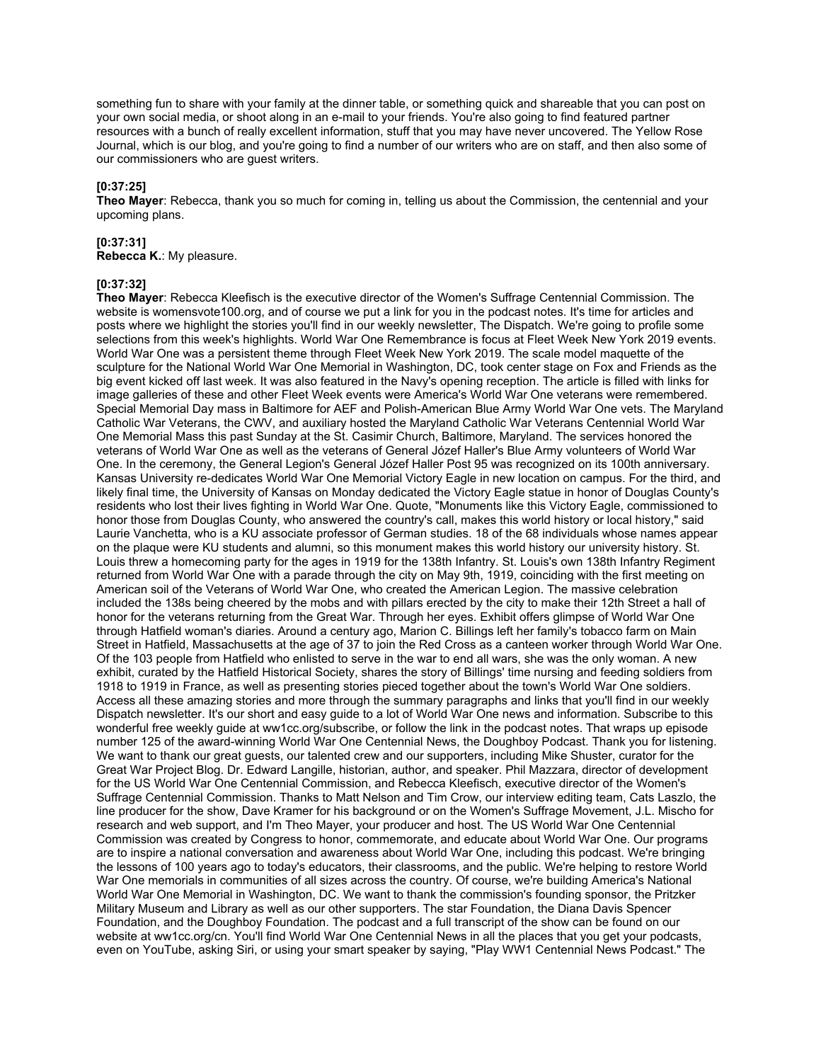something fun to share with your family at the dinner table, or something quick and shareable that you can post on your own social media, or shoot along in an e-mail to your friends. You're also going to find featured partner resources with a bunch of really excellent information, stuff that you may have never uncovered. The Yellow Rose Journal, which is our blog, and you're going to find a number of our writers who are on staff, and then also some of our commissioners who are guest writers.

**[0:37:25]**
**Theo Mayer**: Rebecca, thank you so much for coming in, telling us about the Commission, the centennial and your upcoming plans.

**[0:37:31]**
**Rebecca K.**: My pleasure.

**[0:37:32]**
**Theo Mayer**: Rebecca Kleefisch is the executive director of the Women's Suffrage Centennial Commission. The website is womensvote100.org, and of course we put a link for you in the podcast notes. It's time for articles and posts where we highlight the stories you'll find in our weekly newsletter, The Dispatch. We're going to profile some selections from this week's highlights. World War One Remembrance is focus at Fleet Week New York 2019 events. World War One was a persistent theme through Fleet Week New York 2019. The scale model maquette of the sculpture for the National World War One Memorial in Washington, DC, took center stage on Fox and Friends as the big event kicked off last week. It was also featured in the Navy's opening reception. The article is filled with links for image galleries of these and other Fleet Week events were America's World War One veterans were remembered. Special Memorial Day mass in Baltimore for AEF and Polish-American Blue Army World War One vets. The Maryland Catholic War Veterans, the CWV, and auxiliary hosted the Maryland Catholic War Veterans Centennial World War One Memorial Mass this past Sunday at the St. Casimir Church, Baltimore, Maryland. The services honored the veterans of World War One as well as the veterans of General Józef Haller's Blue Army volunteers of World War One. In the ceremony, the General Legion's General Józef Haller Post 95 was recognized on its 100th anniversary. Kansas University re-dedicates World War One Memorial Victory Eagle in new location on campus. For the third, and likely final time, the University of Kansas on Monday dedicated the Victory Eagle statue in honor of Douglas County's residents who lost their lives fighting in World War One. Quote, "Monuments like this Victory Eagle, commissioned to honor those from Douglas County, who answered the country's call, makes this world history or local history," said Laurie Vanchetta, who is a KU associate professor of German studies. 18 of the 68 individuals whose names appear on the plaque were KU students and alumni, so this monument makes this world history our university history. St. Louis threw a homecoming party for the ages in 1919 for the 138th Infantry. St. Louis's own 138th Infantry Regiment returned from World War One with a parade through the city on May 9th, 1919, coinciding with the first meeting on American soil of the Veterans of World War One, who created the American Legion. The massive celebration included the 138s being cheered by the mobs and with pillars erected by the city to make their 12th Street a hall of honor for the veterans returning from the Great War. Through her eyes. Exhibit offers glimpse of World War One through Hatfield woman's diaries. Around a century ago, Marion C. Billings left her family's tobacco farm on Main Street in Hatfield, Massachusetts at the age of 37 to join the Red Cross as a canteen worker through World War One. Of the 103 people from Hatfield who enlisted to serve in the war to end all wars, she was the only woman. A new exhibit, curated by the Hatfield Historical Society, shares the story of Billings' time nursing and feeding soldiers from 1918 to 1919 in France, as well as presenting stories pieced together about the town's World War One soldiers. Access all these amazing stories and more through the summary paragraphs and links that you'll find in our weekly Dispatch newsletter. It's our short and easy guide to a lot of World War One news and information. Subscribe to this wonderful free weekly guide at ww1cc.org/subscribe, or follow the link in the podcast notes. That wraps up episode number 125 of the award-winning World War One Centennial News, the Doughboy Podcast. Thank you for listening. We want to thank our great guests, our talented crew and our supporters, including Mike Shuster, curator for the Great War Project Blog. Dr. Edward Langille, historian, author, and speaker. Phil Mazzara, director of development for the US World War One Centennial Commission, and Rebecca Kleefisch, executive director of the Women's Suffrage Centennial Commission. Thanks to Matt Nelson and Tim Crow, our interview editing team, Cats Laszlo, the line producer for the show, Dave Kramer for his background or on the Women's Suffrage Movement, J.L. Mischo for research and web support, and I'm Theo Mayer, your producer and host. The US World War One Centennial Commission was created by Congress to honor, commemorate, and educate about World War One. Our programs are to inspire a national conversation and awareness about World War One, including this podcast. We're bringing the lessons of 100 years ago to today's educators, their classrooms, and the public. We're helping to restore World War One memorials in communities of all sizes across the country. Of course, we're building America's National World War One Memorial in Washington, DC. We want to thank the commission's founding sponsor, the Pritzker Military Museum and Library as well as our other supporters. The star Foundation, the Diana Davis Spencer Foundation, and the Doughboy Foundation. The podcast and a full transcript of the show can be found on our website at ww1cc.org/cn. You'll find World War One Centennial News in all the places that you get your podcasts, even on YouTube, asking Siri, or using your smart speaker by saying, "Play WW1 Centennial News Podcast." The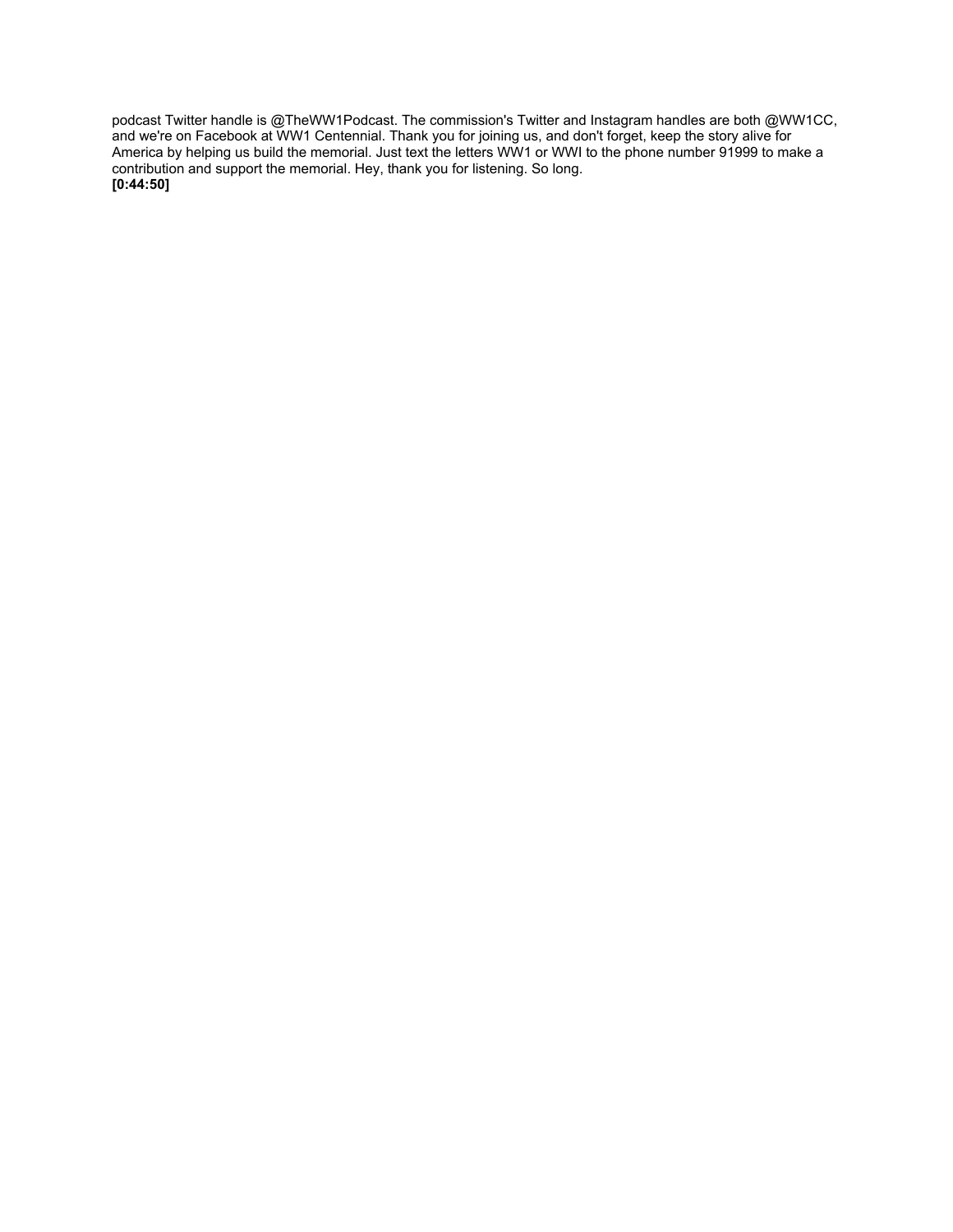podcast Twitter handle is @TheWW1Podcast. The commission's Twitter and Instagram handles are both @WW1CC, and we're on Facebook at WW1 Centennial. Thank you for joining us, and don't forget, keep the story alive for America by helping us build the memorial. Just text the letters WW1 or WWI to the phone number 91999 to make a contribution and support the memorial. Hey, thank you for listening. So long.

**[0:44:50]**